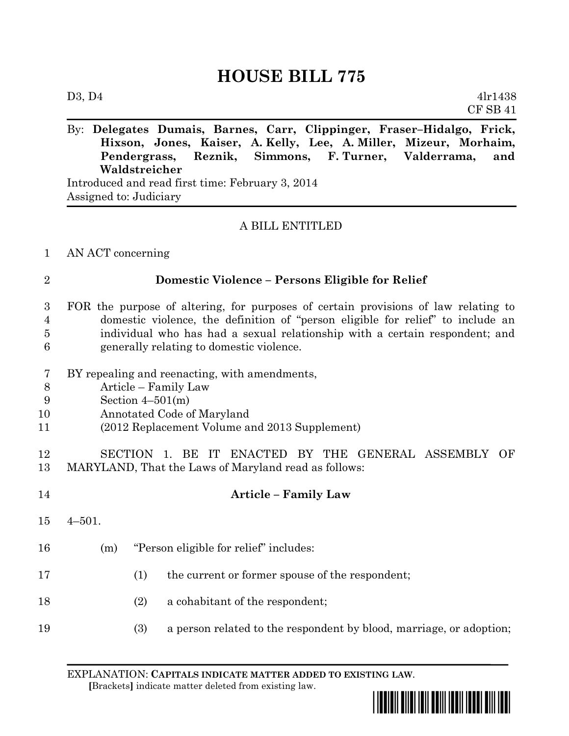# HOUSE BILL 775

D3, D4 4lr1438
CF SB 41

By: **Delegates Dumais, Barnes, Carr, Clippinger, Fraser–Hidalgo, Frick, Hixson, Jones, Kaiser, A. Kelly, Lee, A. Miller, Mizeur, Morhaim, Pendergrass, Reznik, Simmons, F. Turner, Valderrama, and Waldstreicher**

Introduced and read first time: February 3, 2014
Assigned to: Judiciary

A BILL ENTITLED

1 AN ACT concerning

2 **Domestic Violence – Persons Eligible for Relief**

3 FOR the purpose of altering, for purposes of certain provisions of law relating to
4 domestic violence, the definition of "person eligible for relief" to include an
5 individual who has had a sexual relationship with a certain respondent; and
6 generally relating to domestic violence.

7 BY repealing and reenacting, with amendments,
8 Article – Family Law
9 Section 4–501(m)
10 Annotated Code of Maryland
11 (2012 Replacement Volume and 2013 Supplement)

12 SECTION 1. BE IT ENACTED BY THE GENERAL ASSEMBLY OF
13 MARYLAND, That the Laws of Maryland read as follows:

14 **Article – Family Law**

15 4–501.

16 (m) "Person eligible for relief" includes:

17 (1) the current or former spouse of the respondent;

18 (2) a cohabitant of the respondent;

19 (3) a person related to the respondent by blood, marriage, or adoption;

EXPLANATION: **CAPITALS INDICATE MATTER ADDED TO EXISTING LAW.**
**[**Brackets**]** indicate matter deleted from existing law.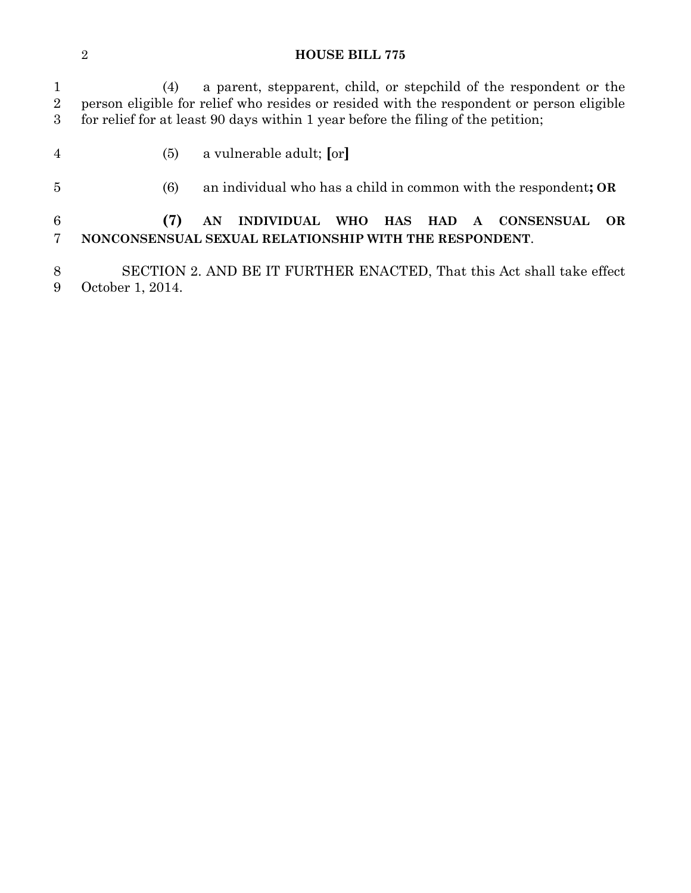(4) a parent, stepparent, child, or stepchild of the respondent or the person eligible for relief who resides or resided with the respondent or person eligible for relief for at least 90 days within 1 year before the filing of the petition;

(5) a vulnerable adult; **[**or**]**

(6) an individual who has a child in common with the respondent**; OR**

**(7) AN INDIVIDUAL WHO HAS HAD A CONSENSUAL OR NONCONSENSUAL SEXUAL RELATIONSHIP WITH THE RESPONDENT**.

SECTION 2. AND BE IT FURTHER ENACTED, That this Act shall take effect October 1, 2014.